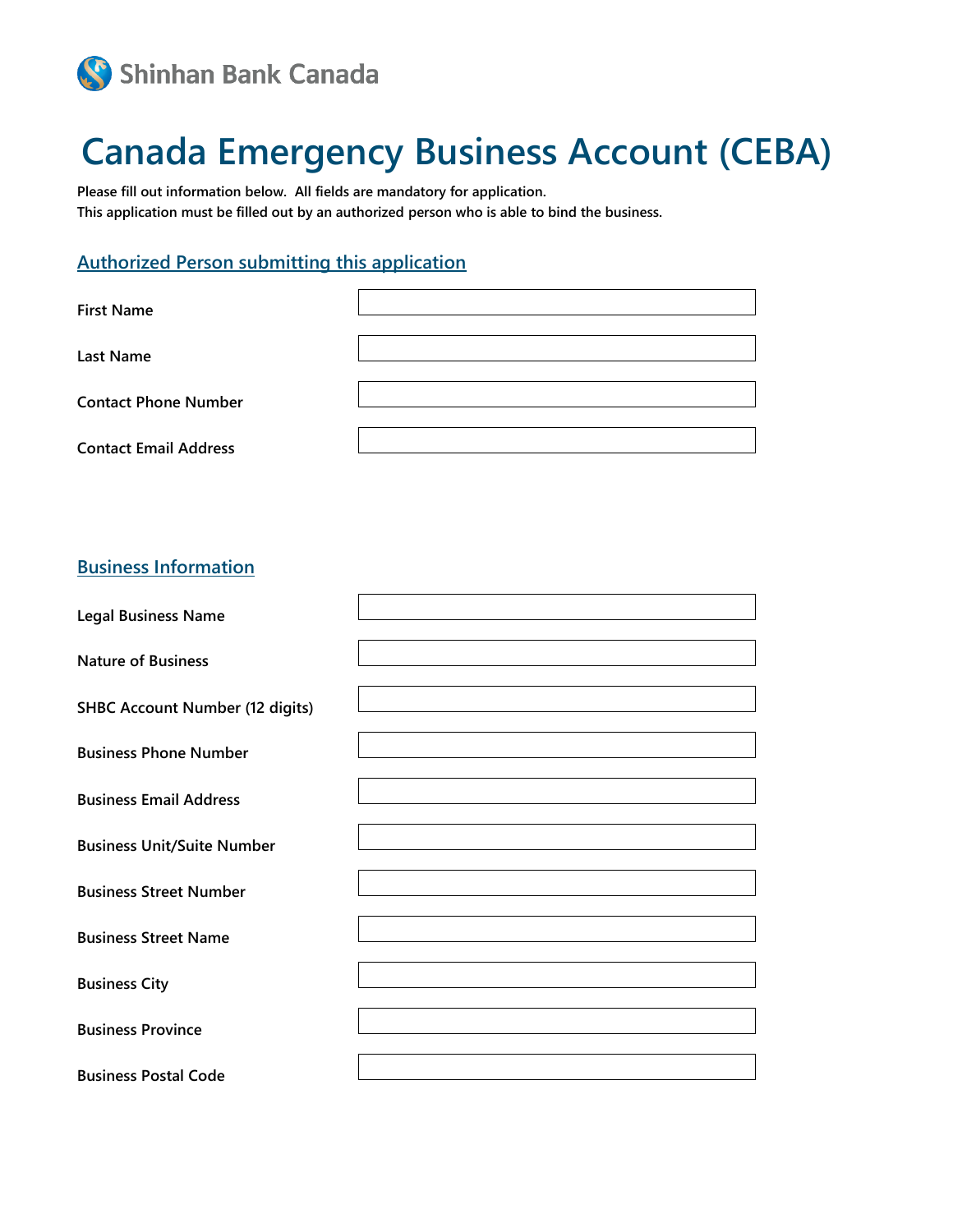Shinhan Bank Canada

# Canada Emergency Business Account (CEBA)

**Please fill out information below. All fields are mandatory for application.**
**This application must be filled out by an authorized person who is able to bind the business.**

## Authorized Person submitting this application

| | |
|---|---|
| **First Name** | |
| **Last Name** | |
| **Contact Phone Number** | |
| **Contact Email Address** | |

## Business Information

| | |
|---|---|
| **Legal Business Name** | |
| **Nature of Business** | |
| **SHBC Account Number (12 digits)** | |
| **Business Phone Number** | |
| **Business Email Address** | |
| **Business Unit/Suite Number** | |
| **Business Street Number** | |
| **Business Street Name** | |
| **Business City** | |
| **Business Province** | |
| **Business Postal Code** | |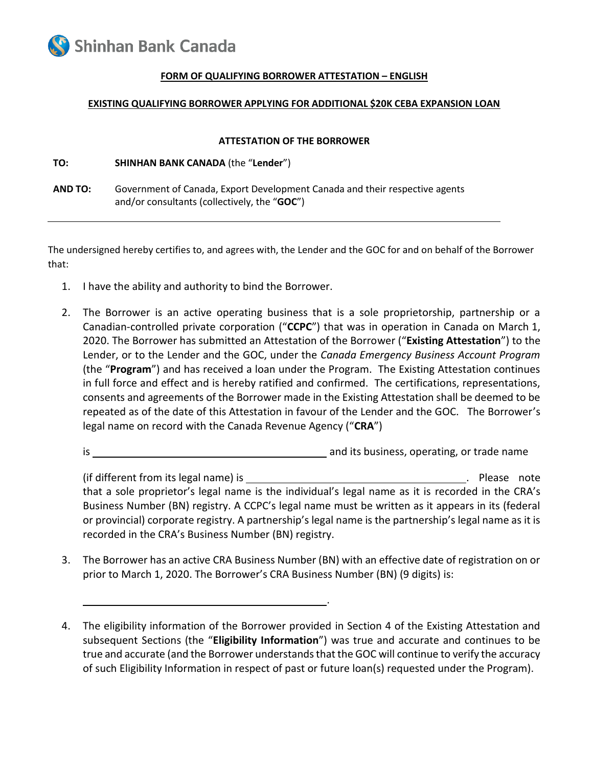Shinhan Bank Canada

**FORM OF QUALIFYING BORROWER ATTESTATION – ENGLISH**

**EXISTING QUALIFYING BORROWER APPLYING FOR ADDITIONAL $20K CEBA EXPANSION LOAN**

**ATTESTATION OF THE BORROWER**

**TO:** **SHINHAN BANK CANADA** (the "**Lender**")

**AND TO:** Government of Canada, Export Development Canada and their respective agents and/or consultants (collectively, the "**GOC**")

---

The undersigned hereby certifies to, and agrees with, the Lender and the GOC for and on behalf of the Borrower that:

1. I have the ability and authority to bind the Borrower.

2. The Borrower is an active operating business that is a sole proprietorship, partnership or a Canadian-controlled private corporation ("**CCPC**") that was in operation in Canada on March 1, 2020. The Borrower has submitted an Attestation of the Borrower ("**Existing Attestation**") to the Lender, or to the Lender and the GOC, under the *Canada Emergency Business Account Program* (the "**Program**") and has received a loan under the Program. The Existing Attestation continues in full force and effect and is hereby ratified and confirmed. The certifications, representations, consents and agreements of the Borrower made in the Existing Attestation shall be deemed to be repeated as of the date of this Attestation in favour of the Lender and the GOC. The Borrower's legal name on record with the Canada Revenue Agency ("**CRA**")

   is \_\_\_\_\_\_\_\_\_\_\_\_\_\_\_\_\_\_\_\_\_\_\_\_\_\_\_\_\_\_\_\_\_\_\_\_\_\_\_\_ and its business, operating, or trade name

   (if different from its legal name) is \_\_\_\_\_\_\_\_\_\_\_\_\_\_\_\_\_\_\_\_\_\_\_\_\_\_\_\_\_\_\_\_\_\_\_\_\_\_\_\_. Please note that a sole proprietor's legal name is the individual's legal name as it is recorded in the CRA's Business Number (BN) registry. A CCPC's legal name must be written as it appears in its (federal or provincial) corporate registry. A partnership's legal name is the partnership's legal name as it is recorded in the CRA's Business Number (BN) registry.

3. The Borrower has an active CRA Business Number (BN) with an effective date of registration on or prior to March 1, 2020. The Borrower's CRA Business Number (BN) (9 digits) is:

   \_\_\_\_\_\_\_\_\_\_\_\_\_\_\_\_\_\_\_\_\_\_\_\_\_\_\_\_\_\_\_\_\_\_\_\_\_\_\_\_.

4. The eligibility information of the Borrower provided in Section 4 of the Existing Attestation and subsequent Sections (the "**Eligibility Information**") was true and accurate and continues to be true and accurate (and the Borrower understands that the GOC will continue to verify the accuracy of such Eligibility Information in respect of past or future loan(s) requested under the Program).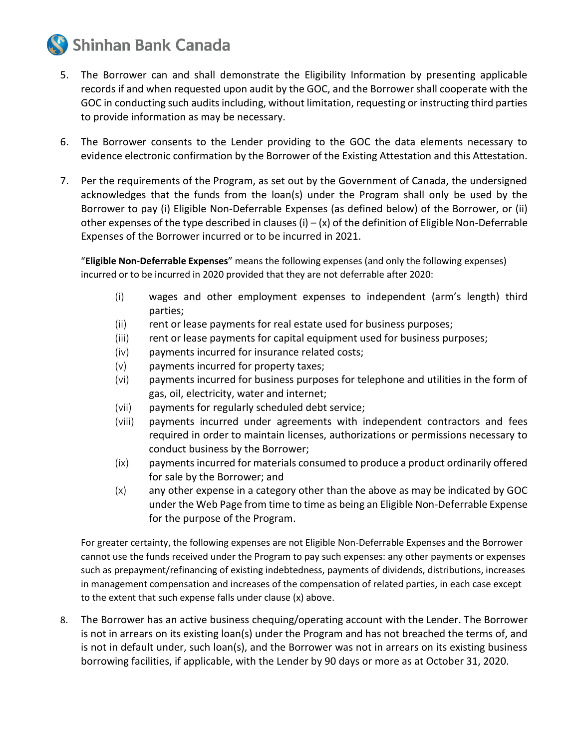5. The Borrower can and shall demonstrate the Eligibility Information by presenting applicable records if and when requested upon audit by the GOC, and the Borrower shall cooperate with the GOC in conducting such audits including, without limitation, requesting or instructing third parties to provide information as may be necessary.

6. The Borrower consents to the Lender providing to the GOC the data elements necessary to evidence electronic confirmation by the Borrower of the Existing Attestation and this Attestation.

7. Per the requirements of the Program, as set out by the Government of Canada, the undersigned acknowledges that the funds from the loan(s) under the Program shall only be used by the Borrower to pay (i) Eligible Non-Deferrable Expenses (as defined below) of the Borrower, or (ii) other expenses of the type described in clauses (i) – (x) of the definition of Eligible Non-Deferrable Expenses of the Borrower incurred or to be incurred in 2021.

   "**Eligible Non-Deferrable Expenses**" means the following expenses (and only the following expenses) incurred or to be incurred in 2020 provided that they are not deferrable after 2020:

   (i) wages and other employment expenses to independent (arm's length) third parties;
   (ii) rent or lease payments for real estate used for business purposes;
   (iii) rent or lease payments for capital equipment used for business purposes;
   (iv) payments incurred for insurance related costs;
   (v) payments incurred for property taxes;
   (vi) payments incurred for business purposes for telephone and utilities in the form of gas, oil, electricity, water and internet;
   (vii) payments for regularly scheduled debt service;
   (viii) payments incurred under agreements with independent contractors and fees required in order to maintain licenses, authorizations or permissions necessary to conduct business by the Borrower;
   (ix) payments incurred for materials consumed to produce a product ordinarily offered for sale by the Borrower; and
   (x) any other expense in a category other than the above as may be indicated by GOC under the Web Page from time to time as being an Eligible Non-Deferrable Expense for the purpose of the Program.

   For greater certainty, the following expenses are not Eligible Non-Deferrable Expenses and the Borrower cannot use the funds received under the Program to pay such expenses: any other payments or expenses such as prepayment/refinancing of existing indebtedness, payments of dividends, distributions, increases in management compensation and increases of the compensation of related parties, in each case except to the extent that such expense falls under clause (x) above.

8. The Borrower has an active business chequing/operating account with the Lender. The Borrower is not in arrears on its existing loan(s) under the Program and has not breached the terms of, and is not in default under, such loan(s), and the Borrower was not in arrears on its existing business borrowing facilities, if applicable, with the Lender by 90 days or more as at October 31, 2020.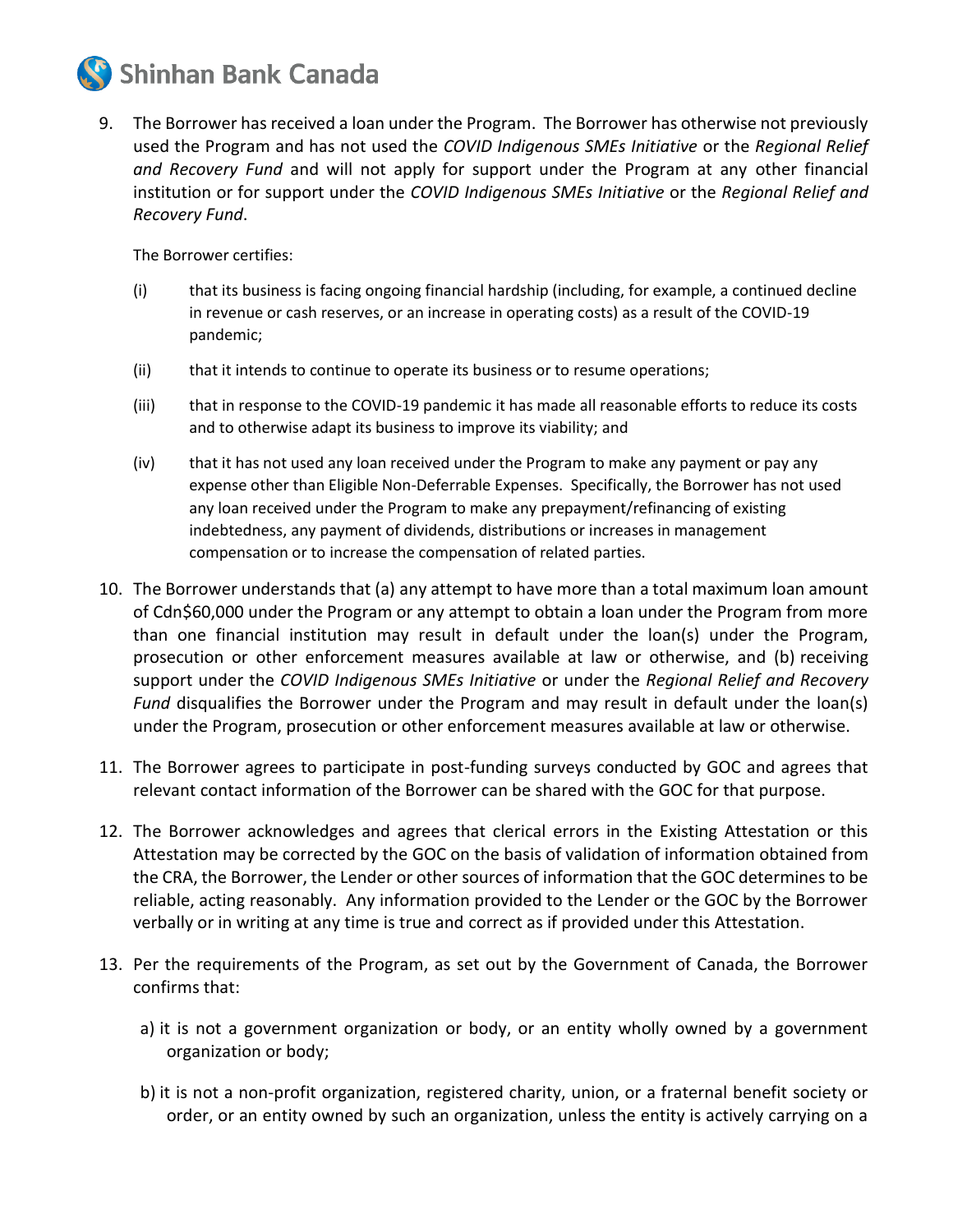9. The Borrower has received a loan under the Program. The Borrower has otherwise not previously used the Program and has not used the *COVID Indigenous SMEs Initiative* or the *Regional Relief and Recovery Fund* and will not apply for support under the Program at any other financial institution or for support under the *COVID Indigenous SMEs Initiative* or the *Regional Relief and Recovery Fund*.

   The Borrower certifies:

   (i) that its business is facing ongoing financial hardship (including, for example, a continued decline in revenue or cash reserves, or an increase in operating costs) as a result of the COVID-19 pandemic;

   (ii) that it intends to continue to operate its business or to resume operations;

   (iii) that in response to the COVID-19 pandemic it has made all reasonable efforts to reduce its costs and to otherwise adapt its business to improve its viability; and

   (iv) that it has not used any loan received under the Program to make any payment or pay any expense other than Eligible Non-Deferrable Expenses. Specifically, the Borrower has not used any loan received under the Program to make any prepayment/refinancing of existing indebtedness, any payment of dividends, distributions or increases in management compensation or to increase the compensation of related parties.

10. The Borrower understands that (a) any attempt to have more than a total maximum loan amount of Cdn$60,000 under the Program or any attempt to obtain a loan under the Program from more than one financial institution may result in default under the loan(s) under the Program, prosecution or other enforcement measures available at law or otherwise, and (b) receiving support under the *COVID Indigenous SMEs Initiative* or under the *Regional Relief and Recovery Fund* disqualifies the Borrower under the Program and may result in default under the loan(s) under the Program, prosecution or other enforcement measures available at law or otherwise.

11. The Borrower agrees to participate in post-funding surveys conducted by GOC and agrees that relevant contact information of the Borrower can be shared with the GOC for that purpose.

12. The Borrower acknowledges and agrees that clerical errors in the Existing Attestation or this Attestation may be corrected by the GOC on the basis of validation of information obtained from the CRA, the Borrower, the Lender or other sources of information that the GOC determines to be reliable, acting reasonably. Any information provided to the Lender or the GOC by the Borrower verbally or in writing at any time is true and correct as if provided under this Attestation.

13. Per the requirements of the Program, as set out by the Government of Canada, the Borrower confirms that:

    a) it is not a government organization or body, or an entity wholly owned by a government organization or body;

    b) it is not a non-profit organization, registered charity, union, or a fraternal benefit society or order, or an entity owned by such an organization, unless the entity is actively carrying on a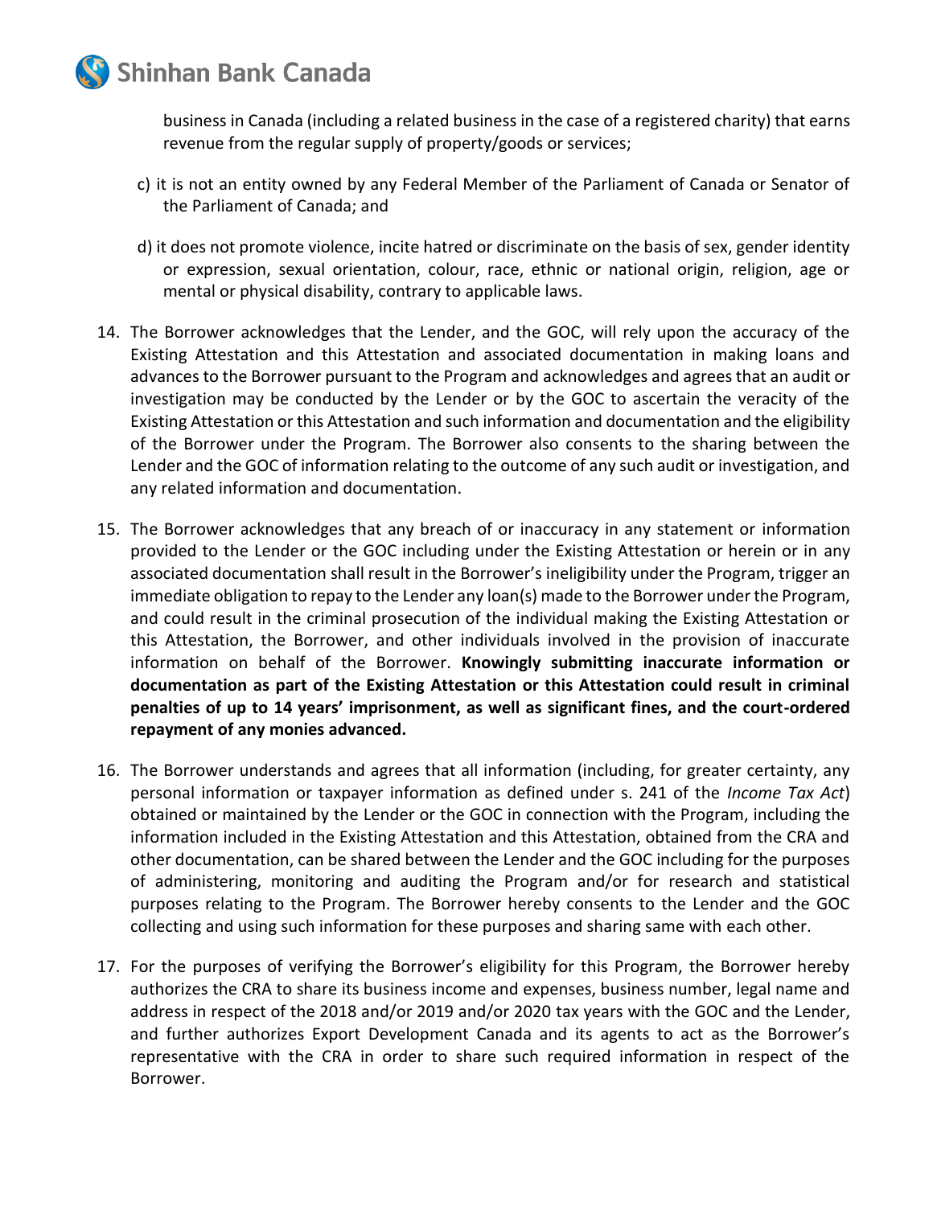business in Canada (including a related business in the case of a registered charity) that earns revenue from the regular supply of property/goods or services;

c) it is not an entity owned by any Federal Member of the Parliament of Canada or Senator of the Parliament of Canada; and

d) it does not promote violence, incite hatred or discriminate on the basis of sex, gender identity or expression, sexual orientation, colour, race, ethnic or national origin, religion, age or mental or physical disability, contrary to applicable laws.

14. The Borrower acknowledges that the Lender, and the GOC, will rely upon the accuracy of the Existing Attestation and this Attestation and associated documentation in making loans and advances to the Borrower pursuant to the Program and acknowledges and agrees that an audit or investigation may be conducted by the Lender or by the GOC to ascertain the veracity of the Existing Attestation or this Attestation and such information and documentation and the eligibility of the Borrower under the Program. The Borrower also consents to the sharing between the Lender and the GOC of information relating to the outcome of any such audit or investigation, and any related information and documentation.

15. The Borrower acknowledges that any breach of or inaccuracy in any statement or information provided to the Lender or the GOC including under the Existing Attestation or herein or in any associated documentation shall result in the Borrower's ineligibility under the Program, trigger an immediate obligation to repay to the Lender any loan(s) made to the Borrower under the Program, and could result in the criminal prosecution of the individual making the Existing Attestation or this Attestation, the Borrower, and other individuals involved in the provision of inaccurate information on behalf of the Borrower. **Knowingly submitting inaccurate information or documentation as part of the Existing Attestation or this Attestation could result in criminal penalties of up to 14 years' imprisonment, as well as significant fines, and the court-ordered repayment of any monies advanced.**

16. The Borrower understands and agrees that all information (including, for greater certainty, any personal information or taxpayer information as defined under s. 241 of the *Income Tax Act*) obtained or maintained by the Lender or the GOC in connection with the Program, including the information included in the Existing Attestation and this Attestation, obtained from the CRA and other documentation, can be shared between the Lender and the GOC including for the purposes of administering, monitoring and auditing the Program and/or for research and statistical purposes relating to the Program. The Borrower hereby consents to the Lender and the GOC collecting and using such information for these purposes and sharing same with each other.

17. For the purposes of verifying the Borrower's eligibility for this Program, the Borrower hereby authorizes the CRA to share its business income and expenses, business number, legal name and address in respect of the 2018 and/or 2019 and/or 2020 tax years with the GOC and the Lender, and further authorizes Export Development Canada and its agents to act as the Borrower's representative with the CRA in order to share such required information in respect of the Borrower.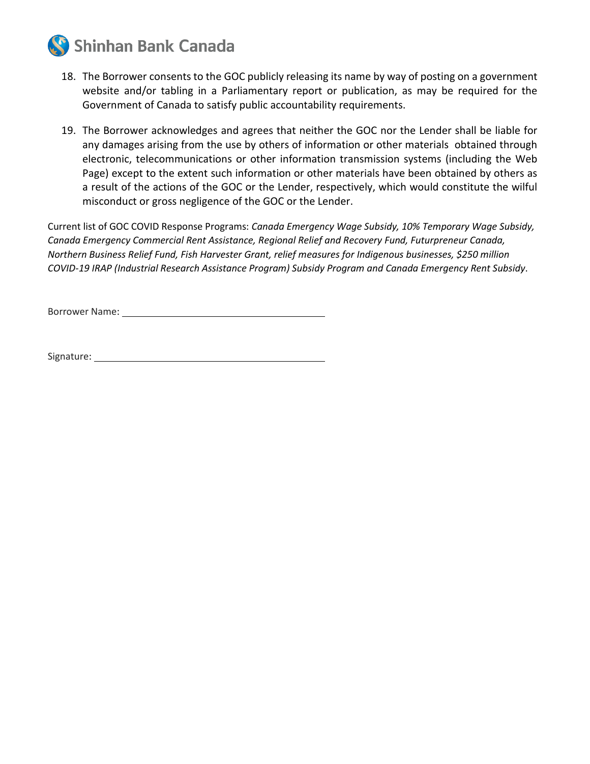18. The Borrower consents to the GOC publicly releasing its name by way of posting on a government website and/or tabling in a Parliamentary report or publication, as may be required for the Government of Canada to satisfy public accountability requirements.

19. The Borrower acknowledges and agrees that neither the GOC nor the Lender shall be liable for any damages arising from the use by others of information or other materials obtained through electronic, telecommunications or other information transmission systems (including the Web Page) except to the extent such information or other materials have been obtained by others as a result of the actions of the GOC or the Lender, respectively, which would constitute the wilful misconduct or gross negligence of the GOC or the Lender.

Current list of GOC COVID Response Programs: *Canada Emergency Wage Subsidy, 10% Temporary Wage Subsidy, Canada Emergency Commercial Rent Assistance, Regional Relief and Recovery Fund, Futurpreneur Canada, Northern Business Relief Fund, Fish Harvester Grant, relief measures for Indigenous businesses, $250 million COVID-19 IRAP (Industrial Research Assistance Program) Subsidy Program and Canada Emergency Rent Subsidy*.

Borrower Name: ______________________________

Signature: ______________________________